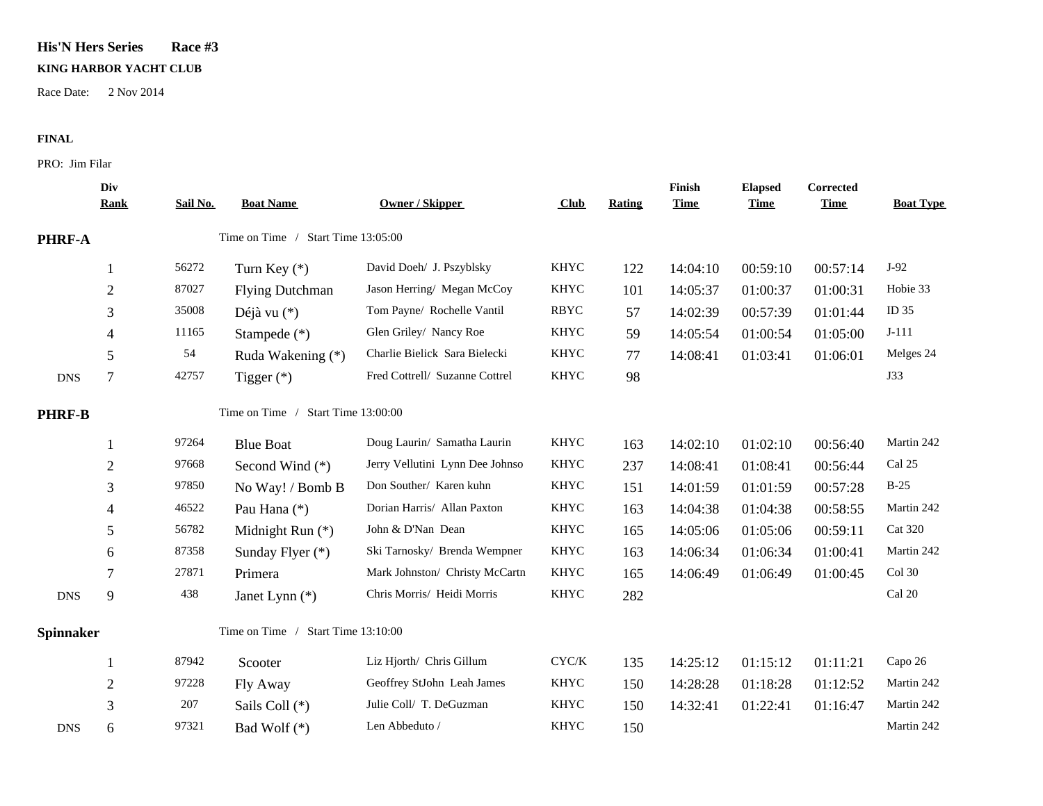**His'N Hers Series** **Race #3**

**KING HARBOR YACHT CLUB**

Race Date: 2 Nov 2014

**FINAL**

PRO: Jim Filar

| | Div Rank | Sail No. | Boat Name | Owner / Skipper | Club | Rating | Finish Time | Elapsed Time | Corrected Time | Boat Type |
|---|---|---|---|---|---|---|---|---|---|---|
| **PHRF-A** | | | Time on Time / Start Time 13:05:00 | | | | | | | |
| | 1 | 56272 | Turn Key (*) | David Doeh/ J. Pszyblsky | KHYC | 122 | 14:04:10 | 00:59:10 | 00:57:14 | J-92 |
| | 2 | 87027 | Flying Dutchman | Jason Herring/ Megan McCoy | KHYC | 101 | 14:05:37 | 01:00:37 | 01:00:31 | Hobie 33 |
| | 3 | 35008 | Déjà vu (*) | Tom Payne/ Rochelle Vantil | RBYC | 57 | 14:02:39 | 00:57:39 | 01:01:44 | ID 35 |
| | 4 | 11165 | Stampede (*) | Glen Griley/ Nancy Roe | KHYC | 59 | 14:05:54 | 01:00:54 | 01:05:00 | J-111 |
| | 5 | 54 | Ruda Wakening (*) | Charlie Bielick Sara Bielecki | KHYC | 77 | 14:08:41 | 01:03:41 | 01:06:01 | Melges 24 |
| DNS | 7 | 42757 | Tigger (*) | Fred Cottrell/ Suzanne Cottrel | KHYC | 98 | | | | J33 |
| **PHRF-B** | | | Time on Time / Start Time 13:00:00 | | | | | | | |
| | 1 | 97264 | Blue Boat | Doug Laurin/ Samatha Laurin | KHYC | 163 | 14:02:10 | 01:02:10 | 00:56:40 | Martin 242 |
| | 2 | 97668 | Second Wind (*) | Jerry Vellutini Lynn Dee Johnso | KHYC | 237 | 14:08:41 | 01:08:41 | 00:56:44 | Cal 25 |
| | 3 | 97850 | No Way! / Bomb B | Don Souther/ Karen kuhn | KHYC | 151 | 14:01:59 | 01:01:59 | 00:57:28 | B-25 |
| | 4 | 46522 | Pau Hana (*) | Dorian Harris/ Allan Paxton | KHYC | 163 | 14:04:38 | 01:04:38 | 00:58:55 | Martin 242 |
| | 5 | 56782 | Midnight Run (*) | John & D'Nan Dean | KHYC | 165 | 14:05:06 | 01:05:06 | 00:59:11 | Cat 320 |
| | 6 | 87358 | Sunday Flyer (*) | Ski Tarnosky/ Brenda Wempner | KHYC | 163 | 14:06:34 | 01:06:34 | 01:00:41 | Martin 242 |
| | 7 | 27871 | Primera | Mark Johnston/ Christy McCartn | KHYC | 165 | 14:06:49 | 01:06:49 | 01:00:45 | Col 30 |
| DNS | 9 | 438 | Janet Lynn (*) | Chris Morris/ Heidi Morris | KHYC | 282 | | | | Cal 20 |
| **Spinnaker** | | | Time on Time / Start Time 13:10:00 | | | | | | | |
| | 1 | 87942 | Scooter | Liz Hjorth/ Chris Gillum | CYC/K | 135 | 14:25:12 | 01:15:12 | 01:11:21 | Capo 26 |
| | 2 | 97228 | Fly Away | Geoffrey StJohn Leah James | KHYC | 150 | 14:28:28 | 01:18:28 | 01:12:52 | Martin 242 |
| | 3 | 207 | Sails Coll (*) | Julie Coll/ T. DeGuzman | KHYC | 150 | 14:32:41 | 01:22:41 | 01:16:47 | Martin 242 |
| DNS | 6 | 97321 | Bad Wolf (*) | Len Abbeduto / | KHYC | 150 | | | | Martin 242 |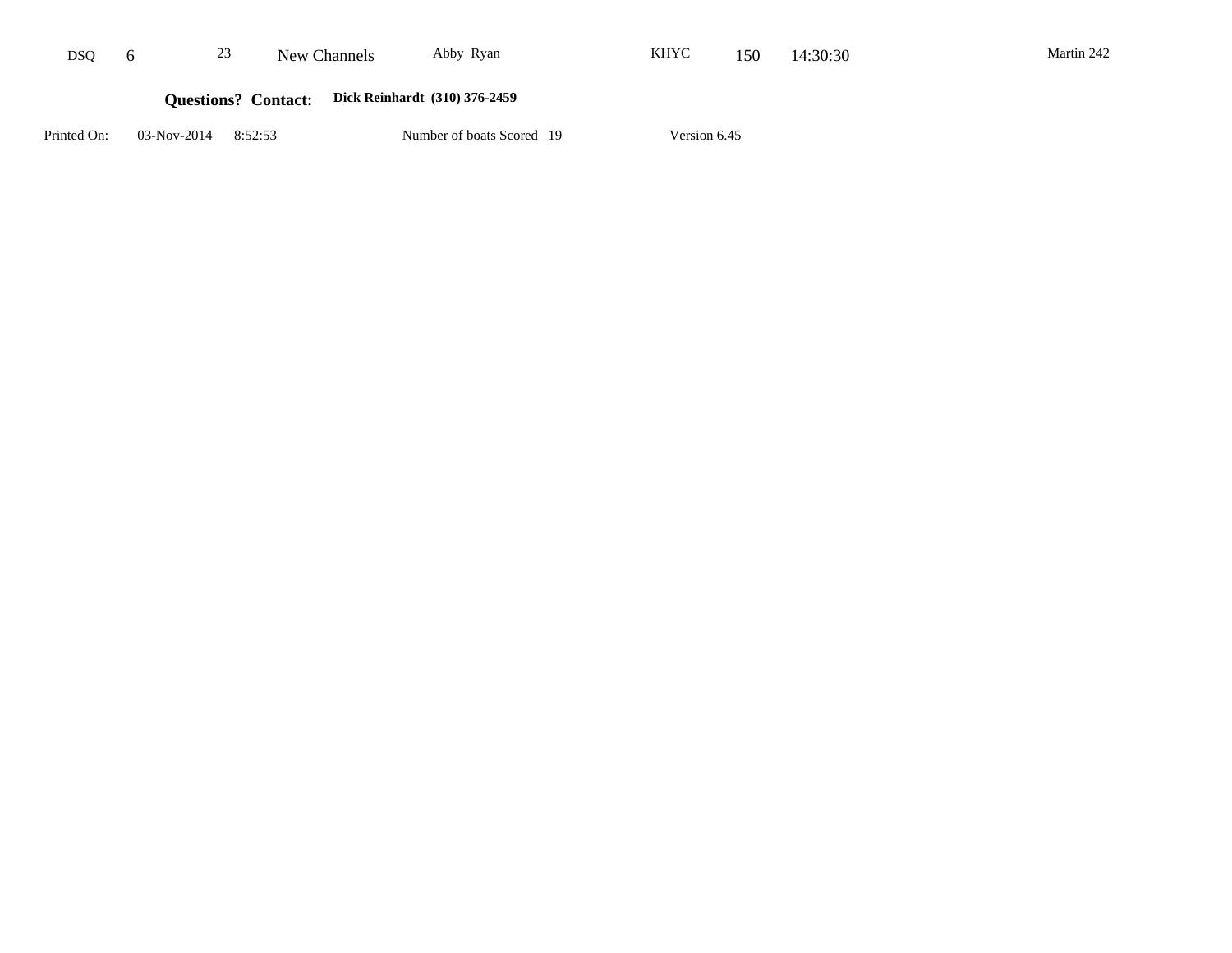| | | | | | | | | |
|---|---|---|---|---|---|---|---|---|
| DSQ | 6 | 23 | New Channels | Abby Ryan | KHYC | 150 | 14:30:30 | Martin 242 |

**Questions? Contact:** **Dick Reinhardt (310) 376-2459**

Printed On: 03-Nov-2014 8:52:53 Number of boats Scored 19 Version 6.45